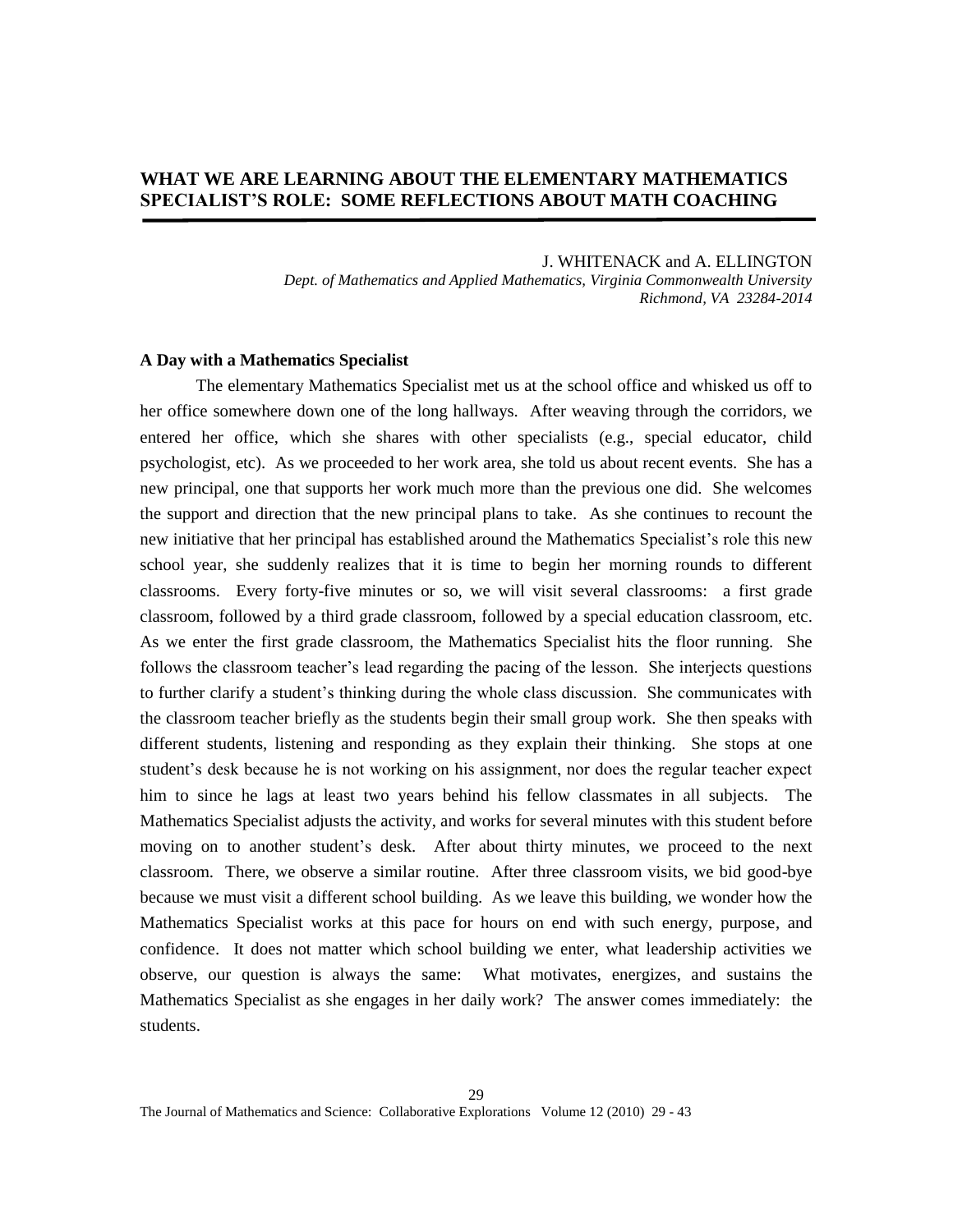# WHAT WE ARE LEARNING ABOUT THE ELEMENTARY MATHEMATICS SPECIALIST'S ROLE: SOME REFLECTIONS ABOUT MATH COACHING

J. WHITENACK and A. ELLINGTON

*Dept. of Mathematics and Applied Mathematics, Virginia Commonwealth University*
*Richmond, VA 23284-2014*

### A Day with a Mathematics Specialist

The elementary Mathematics Specialist met us at the school office and whisked us off to her office somewhere down one of the long hallways. After weaving through the corridors, we entered her office, which she shares with other specialists (e.g., special educator, child psychologist, etc). As we proceeded to her work area, she told us about recent events. She has a new principal, one that supports her work much more than the previous one did. She welcomes the support and direction that the new principal plans to take. As she continues to recount the new initiative that her principal has established around the Mathematics Specialist's role this new school year, she suddenly realizes that it is time to begin her morning rounds to different classrooms. Every forty-five minutes or so, we will visit several classrooms: a first grade classroom, followed by a third grade classroom, followed by a special education classroom, etc. As we enter the first grade classroom, the Mathematics Specialist hits the floor running. She follows the classroom teacher's lead regarding the pacing of the lesson. She interjects questions to further clarify a student's thinking during the whole class discussion. She communicates with the classroom teacher briefly as the students begin their small group work. She then speaks with different students, listening and responding as they explain their thinking. She stops at one student's desk because he is not working on his assignment, nor does the regular teacher expect him to since he lags at least two years behind his fellow classmates in all subjects. The Mathematics Specialist adjusts the activity, and works for several minutes with this student before moving on to another student's desk. After about thirty minutes, we proceed to the next classroom. There, we observe a similar routine. After three classroom visits, we bid good-bye because we must visit a different school building. As we leave this building, we wonder how the Mathematics Specialist works at this pace for hours on end with such energy, purpose, and confidence. It does not matter which school building we enter, what leadership activities we observe, our question is always the same: What motivates, energizes, and sustains the Mathematics Specialist as she engages in her daily work? The answer comes immediately: the students.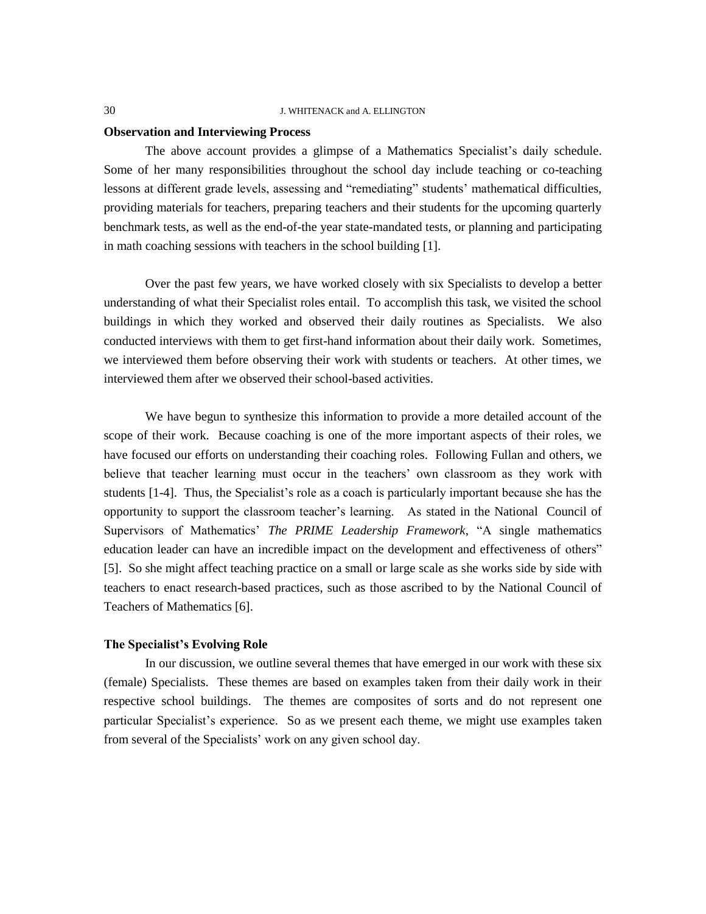### Observation and Interviewing Process

The above account provides a glimpse of a Mathematics Specialist's daily schedule. Some of her many responsibilities throughout the school day include teaching or co-teaching lessons at different grade levels, assessing and "remediating" students' mathematical difficulties, providing materials for teachers, preparing teachers and their students for the upcoming quarterly benchmark tests, as well as the end-of-the year state-mandated tests, or planning and participating in math coaching sessions with teachers in the school building [1].

Over the past few years, we have worked closely with six Specialists to develop a better understanding of what their Specialist roles entail. To accomplish this task, we visited the school buildings in which they worked and observed their daily routines as Specialists. We also conducted interviews with them to get first-hand information about their daily work. Sometimes, we interviewed them before observing their work with students or teachers. At other times, we interviewed them after we observed their school-based activities.

We have begun to synthesize this information to provide a more detailed account of the scope of their work. Because coaching is one of the more important aspects of their roles, we have focused our efforts on understanding their coaching roles. Following Fullan and others, we believe that teacher learning must occur in the teachers' own classroom as they work with students [1-4]. Thus, the Specialist's role as a coach is particularly important because she has the opportunity to support the classroom teacher's learning. As stated in the National Council of Supervisors of Mathematics' *The PRIME Leadership Framework*, "A single mathematics education leader can have an incredible impact on the development and effectiveness of others" [5]. So she might affect teaching practice on a small or large scale as she works side by side with teachers to enact research-based practices, such as those ascribed to by the National Council of Teachers of Mathematics [6].

### The Specialist's Evolving Role

In our discussion, we outline several themes that have emerged in our work with these six (female) Specialists. These themes are based on examples taken from their daily work in their respective school buildings. The themes are composites of sorts and do not represent one particular Specialist's experience. So as we present each theme, we might use examples taken from several of the Specialists' work on any given school day.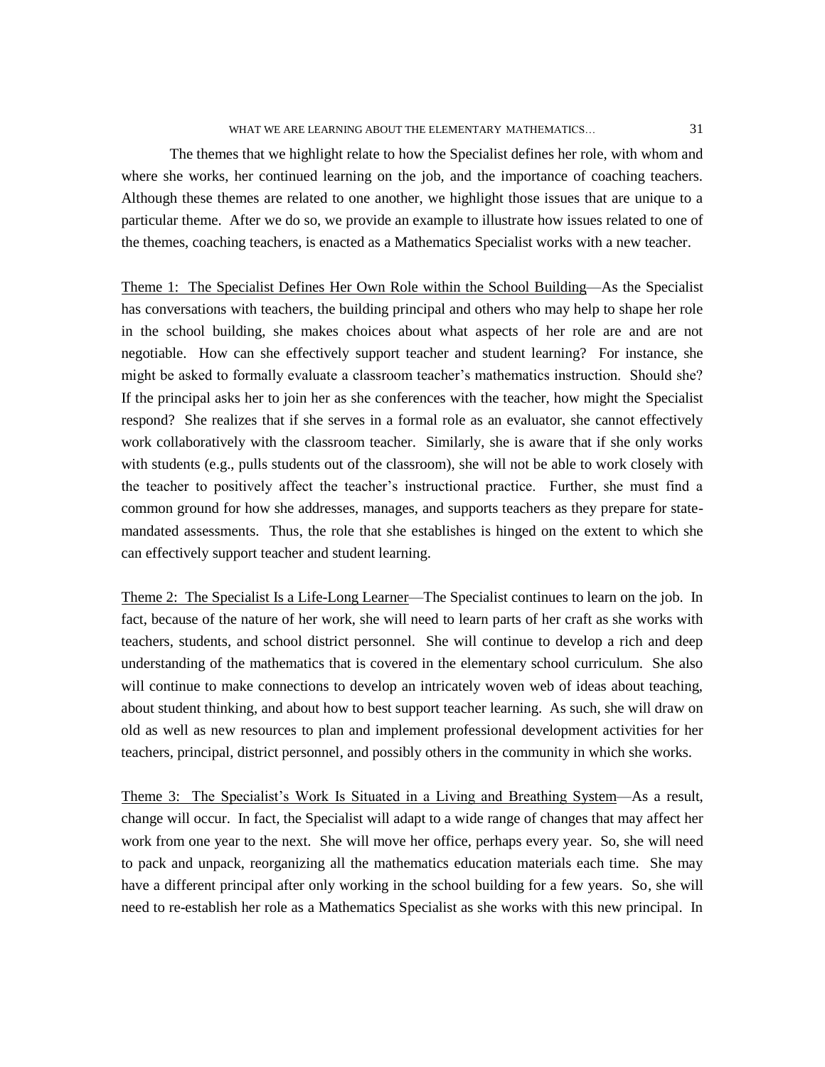The themes that we highlight relate to how the Specialist defines her role, with whom and where she works, her continued learning on the job, and the importance of coaching teachers. Although these themes are related to one another, we highlight those issues that are unique to a particular theme. After we do so, we provide an example to illustrate how issues related to one of the themes, coaching teachers, is enacted as a Mathematics Specialist works with a new teacher.

<u>Theme 1: The Specialist Defines Her Own Role within the School Building</u>—As the Specialist has conversations with teachers, the building principal and others who may help to shape her role in the school building, she makes choices about what aspects of her role are and are not negotiable. How can she effectively support teacher and student learning? For instance, she might be asked to formally evaluate a classroom teacher's mathematics instruction. Should she? If the principal asks her to join her as she conferences with the teacher, how might the Specialist respond? She realizes that if she serves in a formal role as an evaluator, she cannot effectively work collaboratively with the classroom teacher. Similarly, she is aware that if she only works with students (e.g., pulls students out of the classroom), she will not be able to work closely with the teacher to positively affect the teacher's instructional practice. Further, she must find a common ground for how she addresses, manages, and supports teachers as they prepare for state-mandated assessments. Thus, the role that she establishes is hinged on the extent to which she can effectively support teacher and student learning.

<u>Theme 2: The Specialist Is a Life-Long Learner</u>—The Specialist continues to learn on the job. In fact, because of the nature of her work, she will need to learn parts of her craft as she works with teachers, students, and school district personnel. She will continue to develop a rich and deep understanding of the mathematics that is covered in the elementary school curriculum. She also will continue to make connections to develop an intricately woven web of ideas about teaching, about student thinking, and about how to best support teacher learning. As such, she will draw on old as well as new resources to plan and implement professional development activities for her teachers, principal, district personnel, and possibly others in the community in which she works.

<u>Theme 3: The Specialist's Work Is Situated in a Living and Breathing System</u>—As a result, change will occur. In fact, the Specialist will adapt to a wide range of changes that may affect her work from one year to the next. She will move her office, perhaps every year. So, she will need to pack and unpack, reorganizing all the mathematics education materials each time. She may have a different principal after only working in the school building for a few years. So, she will need to re-establish her role as a Mathematics Specialist as she works with this new principal. In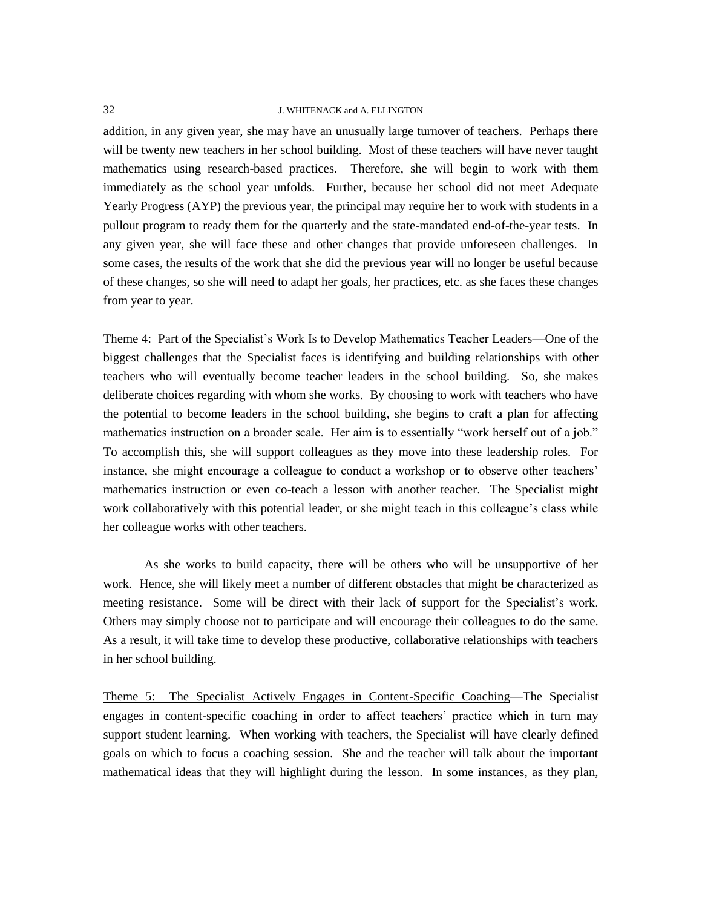addition, in any given year, she may have an unusually large turnover of teachers. Perhaps there will be twenty new teachers in her school building. Most of these teachers will have never taught mathematics using research-based practices. Therefore, she will begin to work with them immediately as the school year unfolds. Further, because her school did not meet Adequate Yearly Progress (AYP) the previous year, the principal may require her to work with students in a pullout program to ready them for the quarterly and the state-mandated end-of-the-year tests. In any given year, she will face these and other changes that provide unforeseen challenges. In some cases, the results of the work that she did the previous year will no longer be useful because of these changes, so she will need to adapt her goals, her practices, etc. as she faces these changes from year to year.

<u>Theme 4: Part of the Specialist's Work Is to Develop Mathematics Teacher Leaders</u>—One of the biggest challenges that the Specialist faces is identifying and building relationships with other teachers who will eventually become teacher leaders in the school building. So, she makes deliberate choices regarding with whom she works. By choosing to work with teachers who have the potential to become leaders in the school building, she begins to craft a plan for affecting mathematics instruction on a broader scale. Her aim is to essentially "work herself out of a job." To accomplish this, she will support colleagues as they move into these leadership roles. For instance, she might encourage a colleague to conduct a workshop or to observe other teachers' mathematics instruction or even co-teach a lesson with another teacher. The Specialist might work collaboratively with this potential leader, or she might teach in this colleague's class while her colleague works with other teachers.

As she works to build capacity, there will be others who will be unsupportive of her work. Hence, she will likely meet a number of different obstacles that might be characterized as meeting resistance. Some will be direct with their lack of support for the Specialist's work. Others may simply choose not to participate and will encourage their colleagues to do the same. As a result, it will take time to develop these productive, collaborative relationships with teachers in her school building.

<u>Theme 5: The Specialist Actively Engages in Content-Specific Coaching</u>—The Specialist engages in content-specific coaching in order to affect teachers' practice which in turn may support student learning. When working with teachers, the Specialist will have clearly defined goals on which to focus a coaching session. She and the teacher will talk about the important mathematical ideas that they will highlight during the lesson. In some instances, as they plan,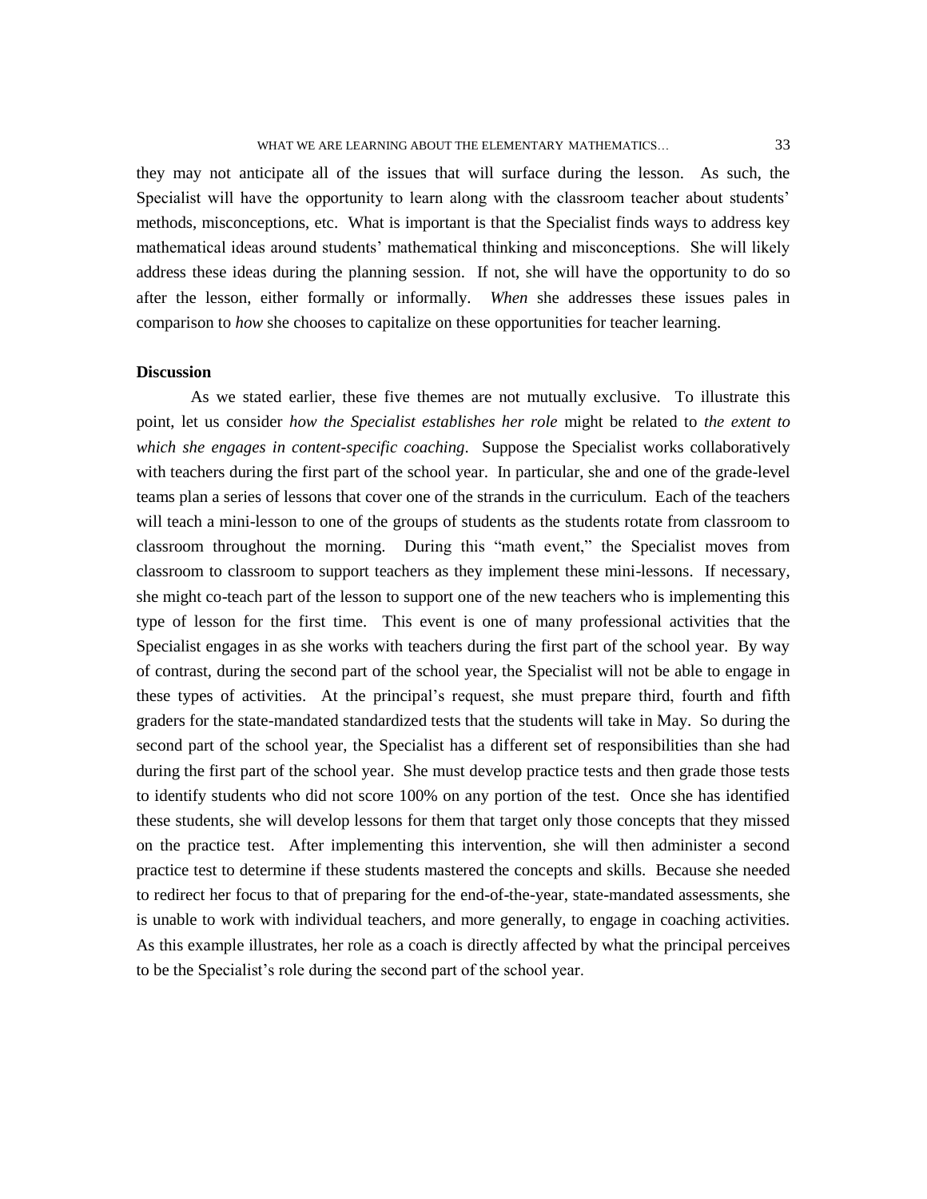they may not anticipate all of the issues that will surface during the lesson. As such, the Specialist will have the opportunity to learn along with the classroom teacher about students' methods, misconceptions, etc. What is important is that the Specialist finds ways to address key mathematical ideas around students' mathematical thinking and misconceptions. She will likely address these ideas during the planning session. If not, she will have the opportunity to do so after the lesson, either formally or informally. *When* she addresses these issues pales in comparison to *how* she chooses to capitalize on these opportunities for teacher learning.

**Discussion**

As we stated earlier, these five themes are not mutually exclusive. To illustrate this point, let us consider *how the Specialist establishes her role* might be related to *the extent to which she engages in content-specific coaching*. Suppose the Specialist works collaboratively with teachers during the first part of the school year. In particular, she and one of the grade-level teams plan a series of lessons that cover one of the strands in the curriculum. Each of the teachers will teach a mini-lesson to one of the groups of students as the students rotate from classroom to classroom throughout the morning. During this "math event," the Specialist moves from classroom to classroom to support teachers as they implement these mini-lessons. If necessary, she might co-teach part of the lesson to support one of the new teachers who is implementing this type of lesson for the first time. This event is one of many professional activities that the Specialist engages in as she works with teachers during the first part of the school year. By way of contrast, during the second part of the school year, the Specialist will not be able to engage in these types of activities. At the principal's request, she must prepare third, fourth and fifth graders for the state-mandated standardized tests that the students will take in May. So during the second part of the school year, the Specialist has a different set of responsibilities than she had during the first part of the school year. She must develop practice tests and then grade those tests to identify students who did not score 100% on any portion of the test. Once she has identified these students, she will develop lessons for them that target only those concepts that they missed on the practice test. After implementing this intervention, she will then administer a second practice test to determine if these students mastered the concepts and skills. Because she needed to redirect her focus to that of preparing for the end-of-the-year, state-mandated assessments, she is unable to work with individual teachers, and more generally, to engage in coaching activities. As this example illustrates, her role as a coach is directly affected by what the principal perceives to be the Specialist's role during the second part of the school year.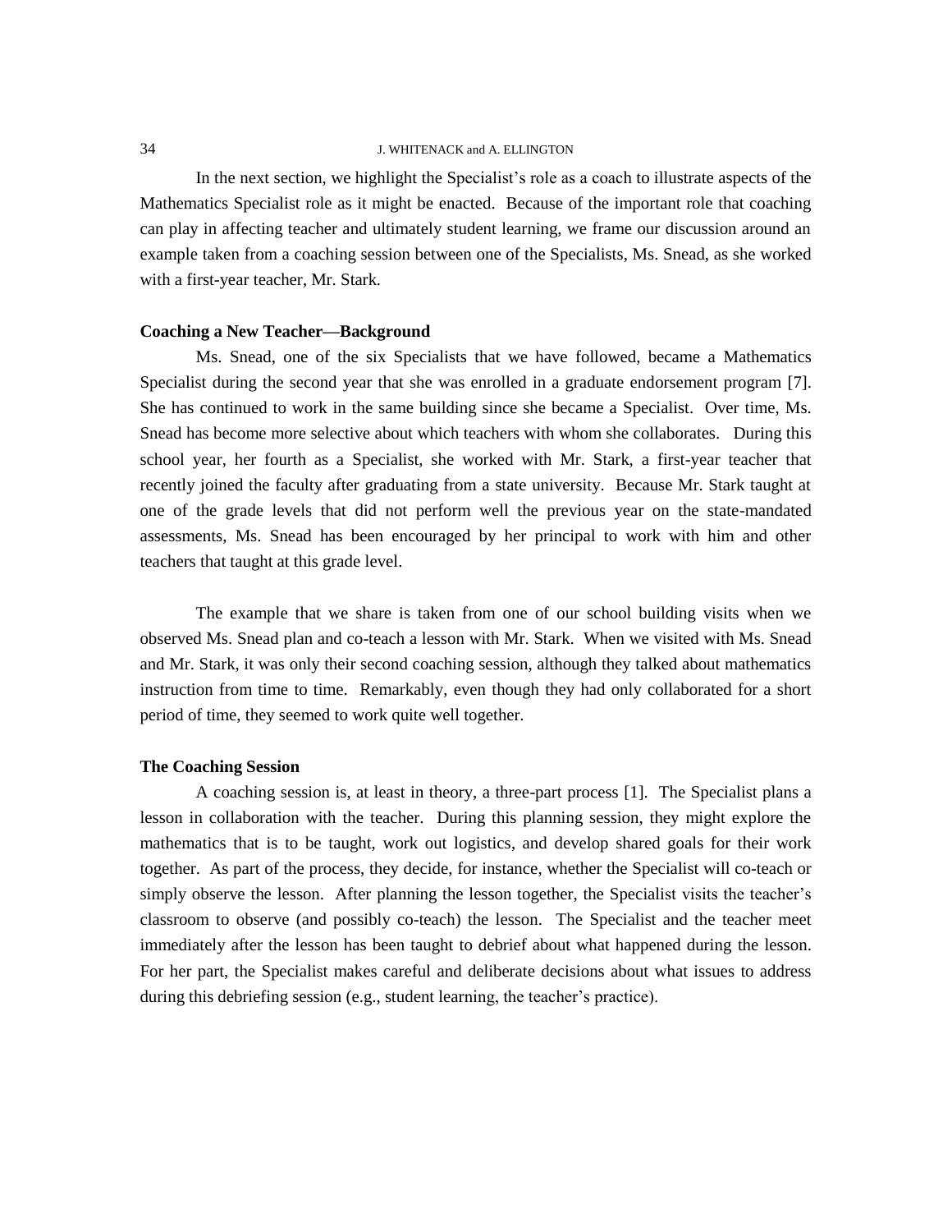In the next section, we highlight the Specialist's role as a coach to illustrate aspects of the Mathematics Specialist role as it might be enacted. Because of the important role that coaching can play in affecting teacher and ultimately student learning, we frame our discussion around an example taken from a coaching session between one of the Specialists, Ms. Snead, as she worked with a first-year teacher, Mr. Stark.

**Coaching a New Teacher—Background**

Ms. Snead, one of the six Specialists that we have followed, became a Mathematics Specialist during the second year that she was enrolled in a graduate endorsement program [7]. She has continued to work in the same building since she became a Specialist. Over time, Ms. Snead has become more selective about which teachers with whom she collaborates. During this school year, her fourth as a Specialist, she worked with Mr. Stark, a first-year teacher that recently joined the faculty after graduating from a state university. Because Mr. Stark taught at one of the grade levels that did not perform well the previous year on the state-mandated assessments, Ms. Snead has been encouraged by her principal to work with him and other teachers that taught at this grade level.

The example that we share is taken from one of our school building visits when we observed Ms. Snead plan and co-teach a lesson with Mr. Stark. When we visited with Ms. Snead and Mr. Stark, it was only their second coaching session, although they talked about mathematics instruction from time to time. Remarkably, even though they had only collaborated for a short period of time, they seemed to work quite well together.

**The Coaching Session**

A coaching session is, at least in theory, a three-part process [1]. The Specialist plans a lesson in collaboration with the teacher. During this planning session, they might explore the mathematics that is to be taught, work out logistics, and develop shared goals for their work together. As part of the process, they decide, for instance, whether the Specialist will co-teach or simply observe the lesson. After planning the lesson together, the Specialist visits the teacher's classroom to observe (and possibly co-teach) the lesson. The Specialist and the teacher meet immediately after the lesson has been taught to debrief about what happened during the lesson. For her part, the Specialist makes careful and deliberate decisions about what issues to address during this debriefing session (e.g., student learning, the teacher's practice).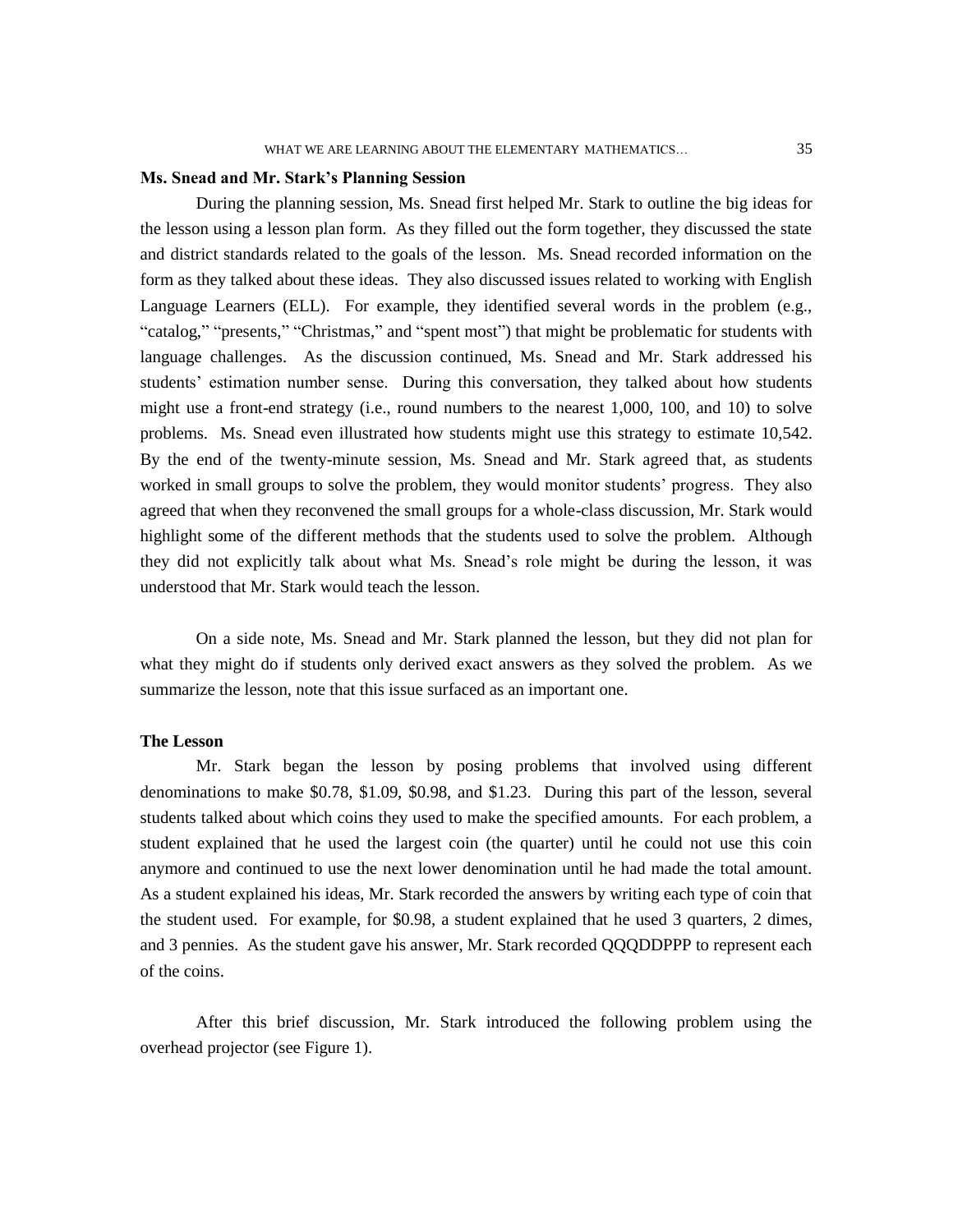### Ms. Snead and Mr. Stark's Planning Session

During the planning session, Ms. Snead first helped Mr. Stark to outline the big ideas for the lesson using a lesson plan form. As they filled out the form together, they discussed the state and district standards related to the goals of the lesson. Ms. Snead recorded information on the form as they talked about these ideas. They also discussed issues related to working with English Language Learners (ELL). For example, they identified several words in the problem (e.g., "catalog," "presents," "Christmas," and "spent most") that might be problematic for students with language challenges. As the discussion continued, Ms. Snead and Mr. Stark addressed his students' estimation number sense. During this conversation, they talked about how students might use a front-end strategy (i.e., round numbers to the nearest 1,000, 100, and 10) to solve problems. Ms. Snead even illustrated how students might use this strategy to estimate 10,542. By the end of the twenty-minute session, Ms. Snead and Mr. Stark agreed that, as students worked in small groups to solve the problem, they would monitor students' progress. They also agreed that when they reconvened the small groups for a whole-class discussion, Mr. Stark would highlight some of the different methods that the students used to solve the problem. Although they did not explicitly talk about what Ms. Snead's role might be during the lesson, it was understood that Mr. Stark would teach the lesson.

On a side note, Ms. Snead and Mr. Stark planned the lesson, but they did not plan for what they might do if students only derived exact answers as they solved the problem. As we summarize the lesson, note that this issue surfaced as an important one.

### The Lesson

Mr. Stark began the lesson by posing problems that involved using different denominations to make $0.78, $1.09, $0.98, and $1.23. During this part of the lesson, several students talked about which coins they used to make the specified amounts. For each problem, a student explained that he used the largest coin (the quarter) until he could not use this coin anymore and continued to use the next lower denomination until he had made the total amount. As a student explained his ideas, Mr. Stark recorded the answers by writing each type of coin that the student used. For example, for $0.98, a student explained that he used 3 quarters, 2 dimes, and 3 pennies. As the student gave his answer, Mr. Stark recorded QQQDDPPP to represent each of the coins.

After this brief discussion, Mr. Stark introduced the following problem using the overhead projector (see Figure 1).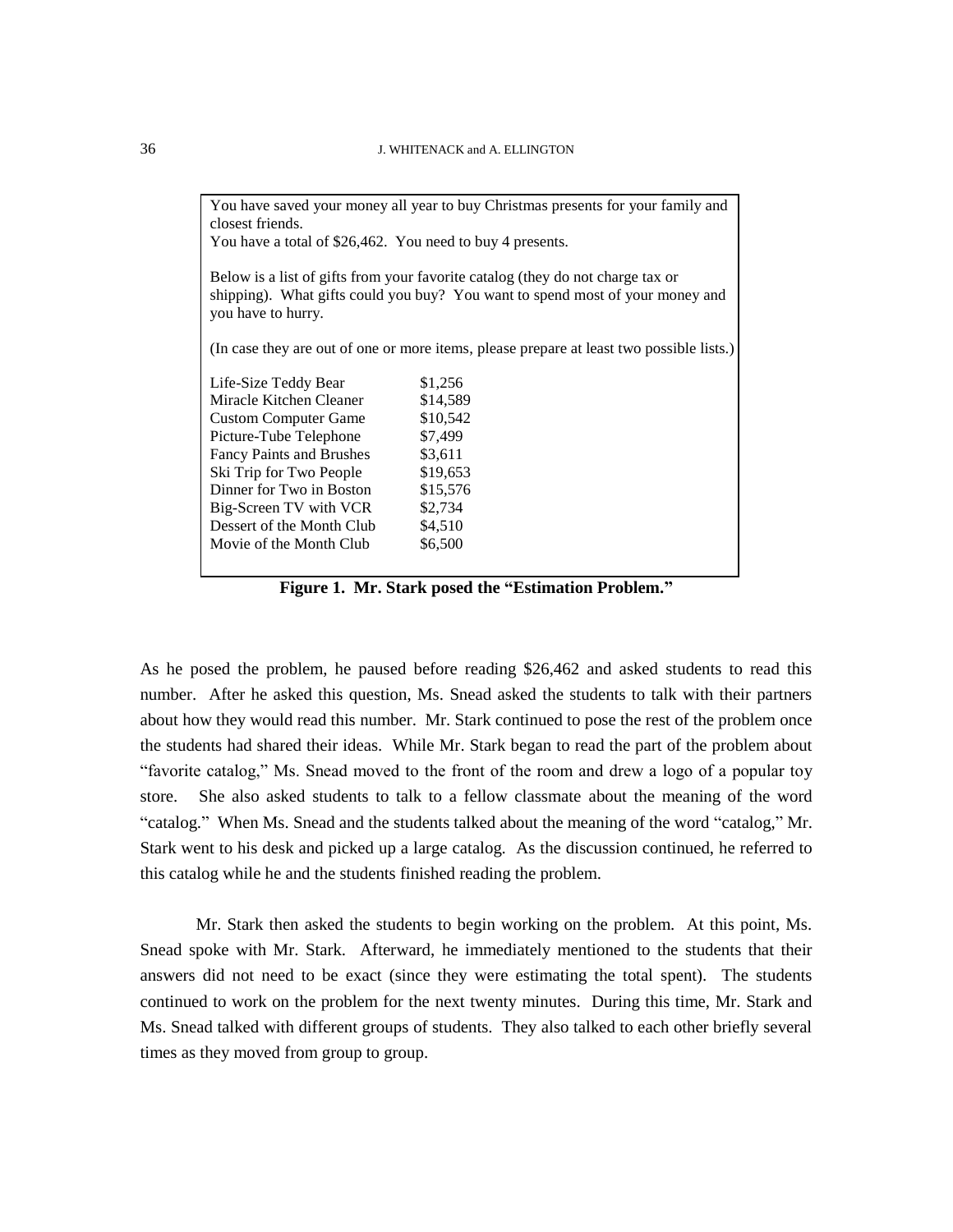You have saved your money all year to buy Christmas presents for your family and closest friends.
You have a total of $26,462. You need to buy 4 presents.

Below is a list of gifts from your favorite catalog (they do not charge tax or shipping). What gifts could you buy? You want to spend most of your money and you have to hurry.

(In case they are out of one or more items, please prepare at least two possible lists.)

| Item | Price |
|---|---|
| Life-Size Teddy Bear | $1,256 |
| Miracle Kitchen Cleaner | $14,589 |
| Custom Computer Game | $10,542 |
| Picture-Tube Telephone | $7,499 |
| Fancy Paints and Brushes | $3,611 |
| Ski Trip for Two People | $19,653 |
| Dinner for Two in Boston | $15,576 |
| Big-Screen TV with VCR | $2,734 |
| Dessert of the Month Club | $4,510 |
| Movie of the Month Club | $6,500 |

**Figure 1. Mr. Stark posed the "Estimation Problem."**

As he posed the problem, he paused before reading $26,462 and asked students to read this number. After he asked this question, Ms. Snead asked the students to talk with their partners about how they would read this number. Mr. Stark continued to pose the rest of the problem once the students had shared their ideas. While Mr. Stark began to read the part of the problem about "favorite catalog," Ms. Snead moved to the front of the room and drew a logo of a popular toy store. She also asked students to talk to a fellow classmate about the meaning of the word "catalog." When Ms. Snead and the students talked about the meaning of the word "catalog," Mr. Stark went to his desk and picked up a large catalog. As the discussion continued, he referred to this catalog while he and the students finished reading the problem.

Mr. Stark then asked the students to begin working on the problem. At this point, Ms. Snead spoke with Mr. Stark. Afterward, he immediately mentioned to the students that their answers did not need to be exact (since they were estimating the total spent). The students continued to work on the problem for the next twenty minutes. During this time, Mr. Stark and Ms. Snead talked with different groups of students. They also talked to each other briefly several times as they moved from group to group.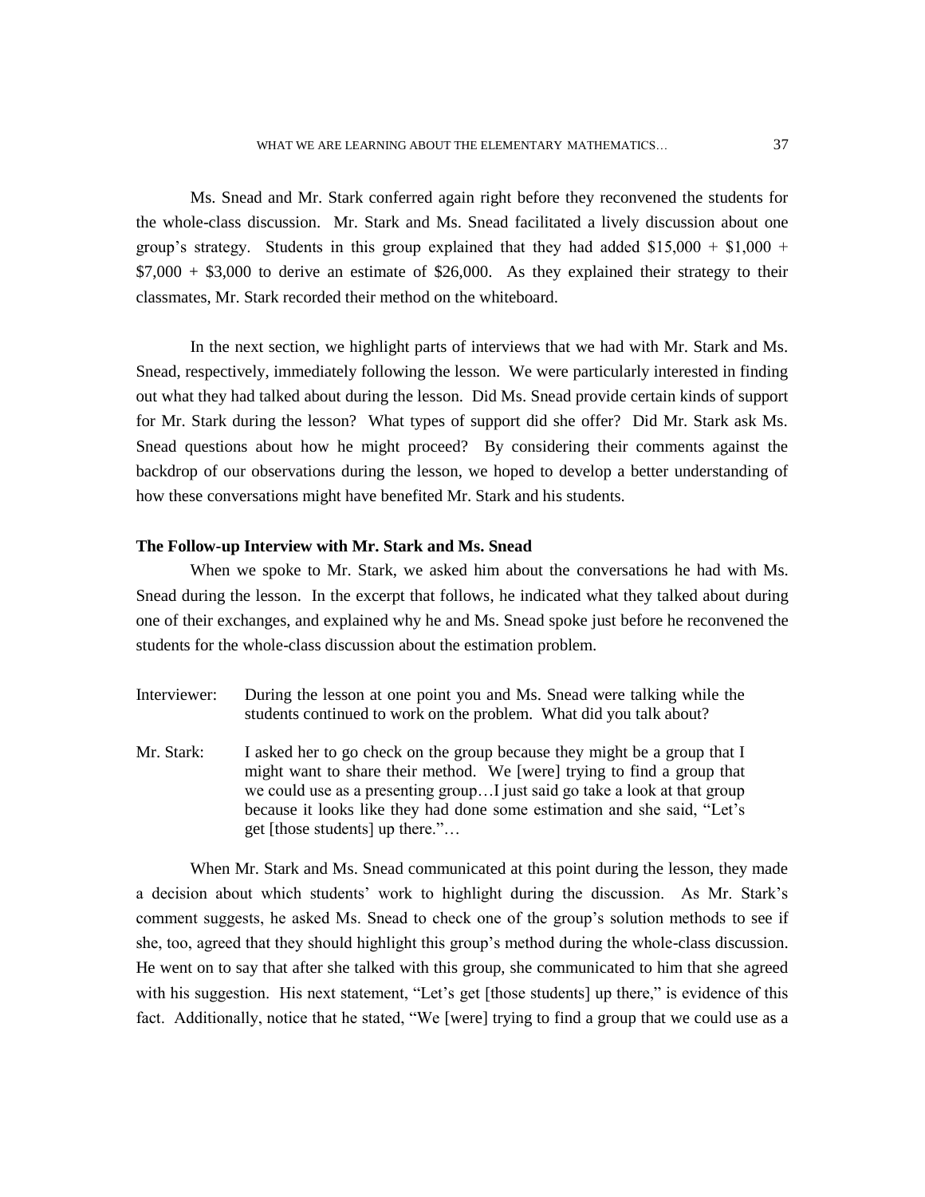Ms. Snead and Mr. Stark conferred again right before they reconvened the students for the whole-class discussion. Mr. Stark and Ms. Snead facilitated a lively discussion about one group's strategy. Students in this group explained that they had added $15,000 + $1,000 + $7,000 + $3,000 to derive an estimate of $26,000. As they explained their strategy to their classmates, Mr. Stark recorded their method on the whiteboard.

In the next section, we highlight parts of interviews that we had with Mr. Stark and Ms. Snead, respectively, immediately following the lesson. We were particularly interested in finding out what they had talked about during the lesson. Did Ms. Snead provide certain kinds of support for Mr. Stark during the lesson? What types of support did she offer? Did Mr. Stark ask Ms. Snead questions about how he might proceed? By considering their comments against the backdrop of our observations during the lesson, we hoped to develop a better understanding of how these conversations might have benefited Mr. Stark and his students.

**The Follow-up Interview with Mr. Stark and Ms. Snead**

When we spoke to Mr. Stark, we asked him about the conversations he had with Ms. Snead during the lesson. In the excerpt that follows, he indicated what they talked about during one of their exchanges, and explained why he and Ms. Snead spoke just before he reconvened the students for the whole-class discussion about the estimation problem.

Interviewer: During the lesson at one point you and Ms. Snead were talking while the students continued to work on the problem. What did you talk about?

Mr. Stark: I asked her to go check on the group because they might be a group that I might want to share their method. We [were] trying to find a group that we could use as a presenting group…I just said go take a look at that group because it looks like they had done some estimation and she said, "Let's get [those students] up there."…

When Mr. Stark and Ms. Snead communicated at this point during the lesson, they made a decision about which students' work to highlight during the discussion. As Mr. Stark's comment suggests, he asked Ms. Snead to check one of the group's solution methods to see if she, too, agreed that they should highlight this group's method during the whole-class discussion. He went on to say that after she talked with this group, she communicated to him that she agreed with his suggestion. His next statement, "Let's get [those students] up there," is evidence of this fact. Additionally, notice that he stated, "We [were] trying to find a group that we could use as a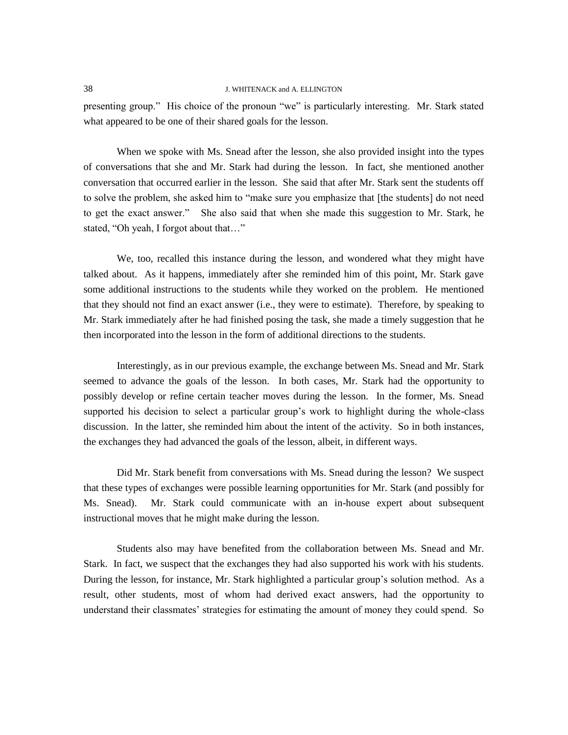presenting group." His choice of the pronoun "we" is particularly interesting. Mr. Stark stated what appeared to be one of their shared goals for the lesson.

When we spoke with Ms. Snead after the lesson, she also provided insight into the types of conversations that she and Mr. Stark had during the lesson. In fact, she mentioned another conversation that occurred earlier in the lesson. She said that after Mr. Stark sent the students off to solve the problem, she asked him to "make sure you emphasize that [the students] do not need to get the exact answer." She also said that when she made this suggestion to Mr. Stark, he stated, "Oh yeah, I forgot about that…"

We, too, recalled this instance during the lesson, and wondered what they might have talked about. As it happens, immediately after she reminded him of this point, Mr. Stark gave some additional instructions to the students while they worked on the problem. He mentioned that they should not find an exact answer (i.e., they were to estimate). Therefore, by speaking to Mr. Stark immediately after he had finished posing the task, she made a timely suggestion that he then incorporated into the lesson in the form of additional directions to the students.

Interestingly, as in our previous example, the exchange between Ms. Snead and Mr. Stark seemed to advance the goals of the lesson. In both cases, Mr. Stark had the opportunity to possibly develop or refine certain teacher moves during the lesson. In the former, Ms. Snead supported his decision to select a particular group's work to highlight during the whole-class discussion. In the latter, she reminded him about the intent of the activity. So in both instances, the exchanges they had advanced the goals of the lesson, albeit, in different ways.

Did Mr. Stark benefit from conversations with Ms. Snead during the lesson? We suspect that these types of exchanges were possible learning opportunities for Mr. Stark (and possibly for Ms. Snead). Mr. Stark could communicate with an in-house expert about subsequent instructional moves that he might make during the lesson.

Students also may have benefited from the collaboration between Ms. Snead and Mr. Stark. In fact, we suspect that the exchanges they had also supported his work with his students. During the lesson, for instance, Mr. Stark highlighted a particular group's solution method. As a result, other students, most of whom had derived exact answers, had the opportunity to understand their classmates' strategies for estimating the amount of money they could spend. So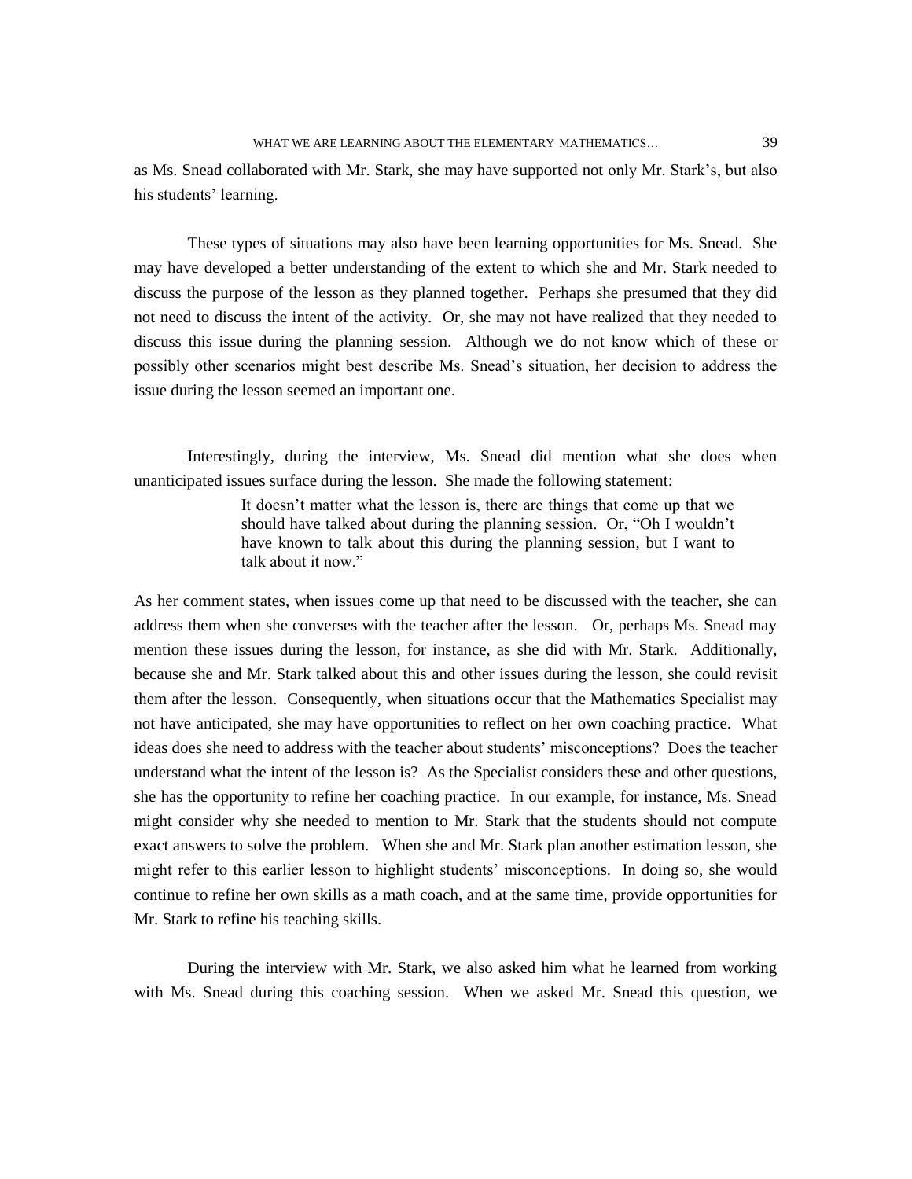as Ms. Snead collaborated with Mr. Stark, she may have supported not only Mr. Stark's, but also his students' learning.

These types of situations may also have been learning opportunities for Ms. Snead. She may have developed a better understanding of the extent to which she and Mr. Stark needed to discuss the purpose of the lesson as they planned together. Perhaps she presumed that they did not need to discuss the intent of the activity. Or, she may not have realized that they needed to discuss this issue during the planning session. Although we do not know which of these or possibly other scenarios might best describe Ms. Snead's situation, her decision to address the issue during the lesson seemed an important one.

Interestingly, during the interview, Ms. Snead did mention what she does when unanticipated issues surface during the lesson. She made the following statement:

> It doesn't matter what the lesson is, there are things that come up that we should have talked about during the planning session. Or, "Oh I wouldn't have known to talk about this during the planning session, but I want to talk about it now."

As her comment states, when issues come up that need to be discussed with the teacher, she can address them when she converses with the teacher after the lesson. Or, perhaps Ms. Snead may mention these issues during the lesson, for instance, as she did with Mr. Stark. Additionally, because she and Mr. Stark talked about this and other issues during the lesson, she could revisit them after the lesson. Consequently, when situations occur that the Mathematics Specialist may not have anticipated, she may have opportunities to reflect on her own coaching practice. What ideas does she need to address with the teacher about students' misconceptions? Does the teacher understand what the intent of the lesson is? As the Specialist considers these and other questions, she has the opportunity to refine her coaching practice. In our example, for instance, Ms. Snead might consider why she needed to mention to Mr. Stark that the students should not compute exact answers to solve the problem. When she and Mr. Stark plan another estimation lesson, she might refer to this earlier lesson to highlight students' misconceptions. In doing so, she would continue to refine her own skills as a math coach, and at the same time, provide opportunities for Mr. Stark to refine his teaching skills.

During the interview with Mr. Stark, we also asked him what he learned from working with Ms. Snead during this coaching session. When we asked Mr. Snead this question, we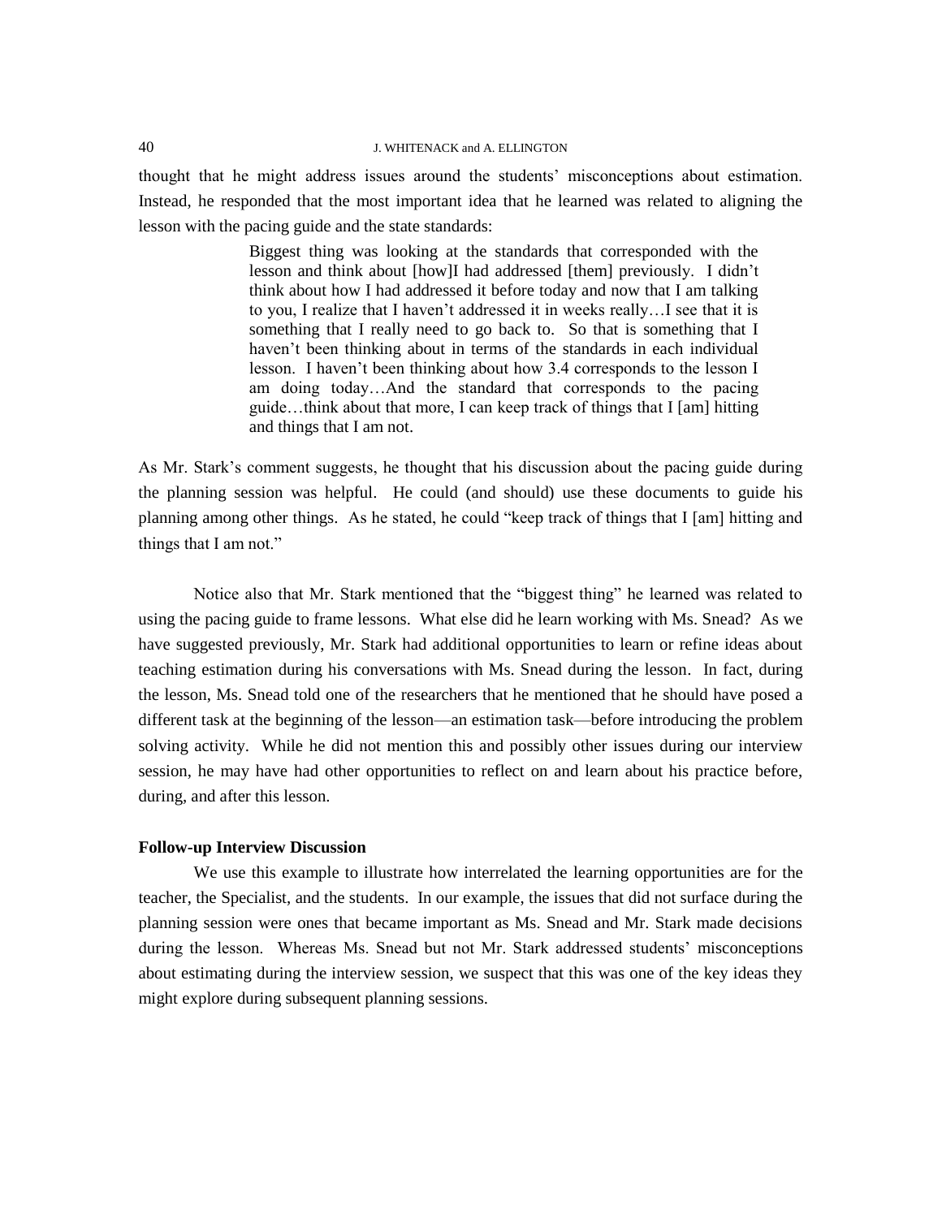thought that he might address issues around the students' misconceptions about estimation. Instead, he responded that the most important idea that he learned was related to aligning the lesson with the pacing guide and the state standards:

> Biggest thing was looking at the standards that corresponded with the lesson and think about [how]I had addressed [them] previously. I didn't think about how I had addressed it before today and now that I am talking to you, I realize that I haven't addressed it in weeks really…I see that it is something that I really need to go back to. So that is something that I haven't been thinking about in terms of the standards in each individual lesson. I haven't been thinking about how 3.4 corresponds to the lesson I am doing today…And the standard that corresponds to the pacing guide…think about that more, I can keep track of things that I [am] hitting and things that I am not.

As Mr. Stark's comment suggests, he thought that his discussion about the pacing guide during the planning session was helpful. He could (and should) use these documents to guide his planning among other things. As he stated, he could "keep track of things that I [am] hitting and things that I am not."

Notice also that Mr. Stark mentioned that the "biggest thing" he learned was related to using the pacing guide to frame lessons. What else did he learn working with Ms. Snead? As we have suggested previously, Mr. Stark had additional opportunities to learn or refine ideas about teaching estimation during his conversations with Ms. Snead during the lesson. In fact, during the lesson, Ms. Snead told one of the researchers that he mentioned that he should have posed a different task at the beginning of the lesson—an estimation task—before introducing the problem solving activity. While he did not mention this and possibly other issues during our interview session, he may have had other opportunities to reflect on and learn about his practice before, during, and after this lesson.

**Follow-up Interview Discussion**

We use this example to illustrate how interrelated the learning opportunities are for the teacher, the Specialist, and the students. In our example, the issues that did not surface during the planning session were ones that became important as Ms. Snead and Mr. Stark made decisions during the lesson. Whereas Ms. Snead but not Mr. Stark addressed students' misconceptions about estimating during the interview session, we suspect that this was one of the key ideas they might explore during subsequent planning sessions.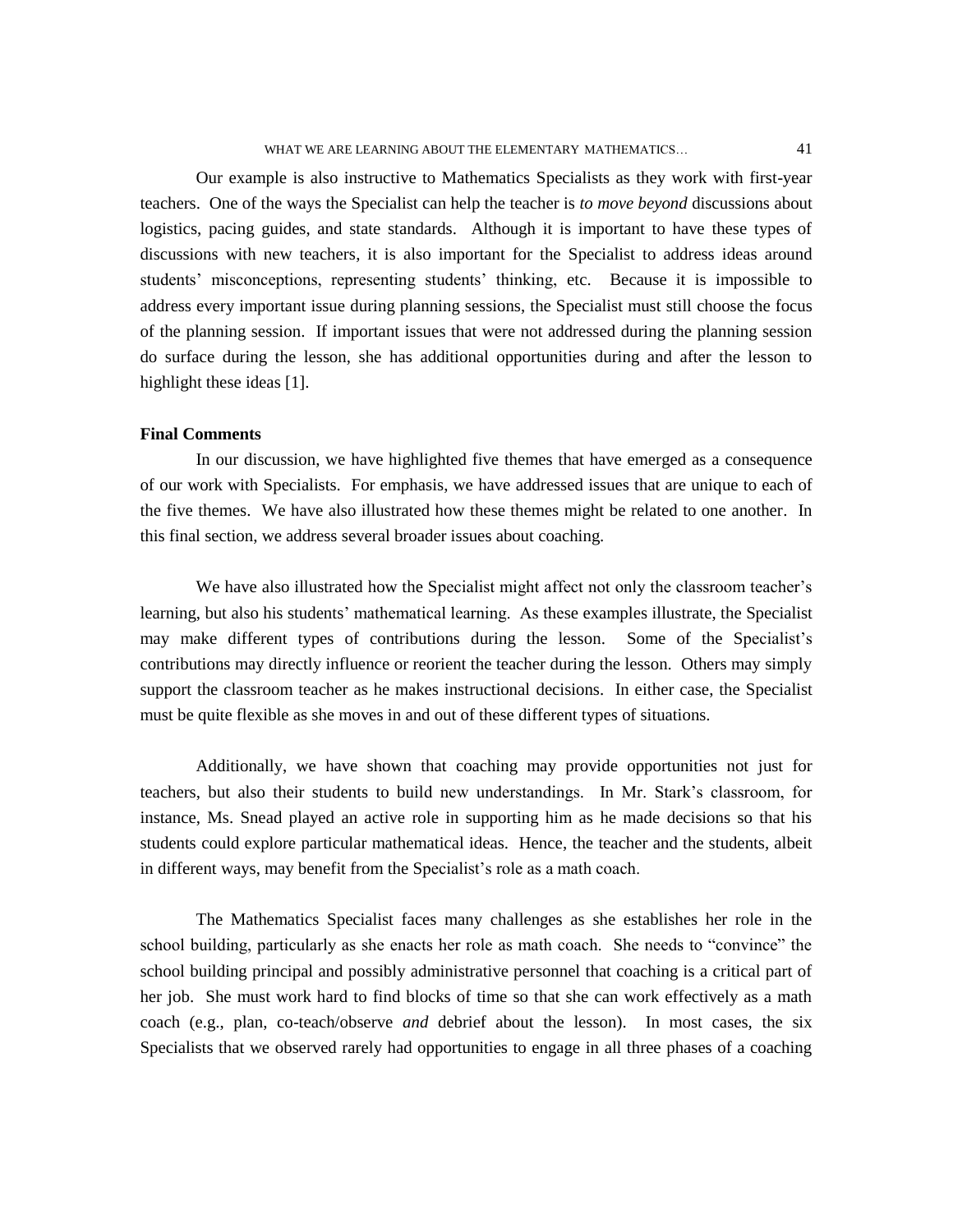Our example is also instructive to Mathematics Specialists as they work with first-year teachers. One of the ways the Specialist can help the teacher is *to move beyond* discussions about logistics, pacing guides, and state standards. Although it is important to have these types of discussions with new teachers, it is also important for the Specialist to address ideas around students' misconceptions, representing students' thinking, etc. Because it is impossible to address every important issue during planning sessions, the Specialist must still choose the focus of the planning session. If important issues that were not addressed during the planning session do surface during the lesson, she has additional opportunities during and after the lesson to highlight these ideas [1].

### Final Comments

In our discussion, we have highlighted five themes that have emerged as a consequence of our work with Specialists. For emphasis, we have addressed issues that are unique to each of the five themes. We have also illustrated how these themes might be related to one another. In this final section, we address several broader issues about coaching.

We have also illustrated how the Specialist might affect not only the classroom teacher's learning, but also his students' mathematical learning. As these examples illustrate, the Specialist may make different types of contributions during the lesson. Some of the Specialist's contributions may directly influence or reorient the teacher during the lesson. Others may simply support the classroom teacher as he makes instructional decisions. In either case, the Specialist must be quite flexible as she moves in and out of these different types of situations.

Additionally, we have shown that coaching may provide opportunities not just for teachers, but also their students to build new understandings. In Mr. Stark's classroom, for instance, Ms. Snead played an active role in supporting him as he made decisions so that his students could explore particular mathematical ideas. Hence, the teacher and the students, albeit in different ways, may benefit from the Specialist's role as a math coach.

The Mathematics Specialist faces many challenges as she establishes her role in the school building, particularly as she enacts her role as math coach. She needs to "convince" the school building principal and possibly administrative personnel that coaching is a critical part of her job. She must work hard to find blocks of time so that she can work effectively as a math coach (e.g., plan, co-teach/observe *and* debrief about the lesson). In most cases, the six Specialists that we observed rarely had opportunities to engage in all three phases of a coaching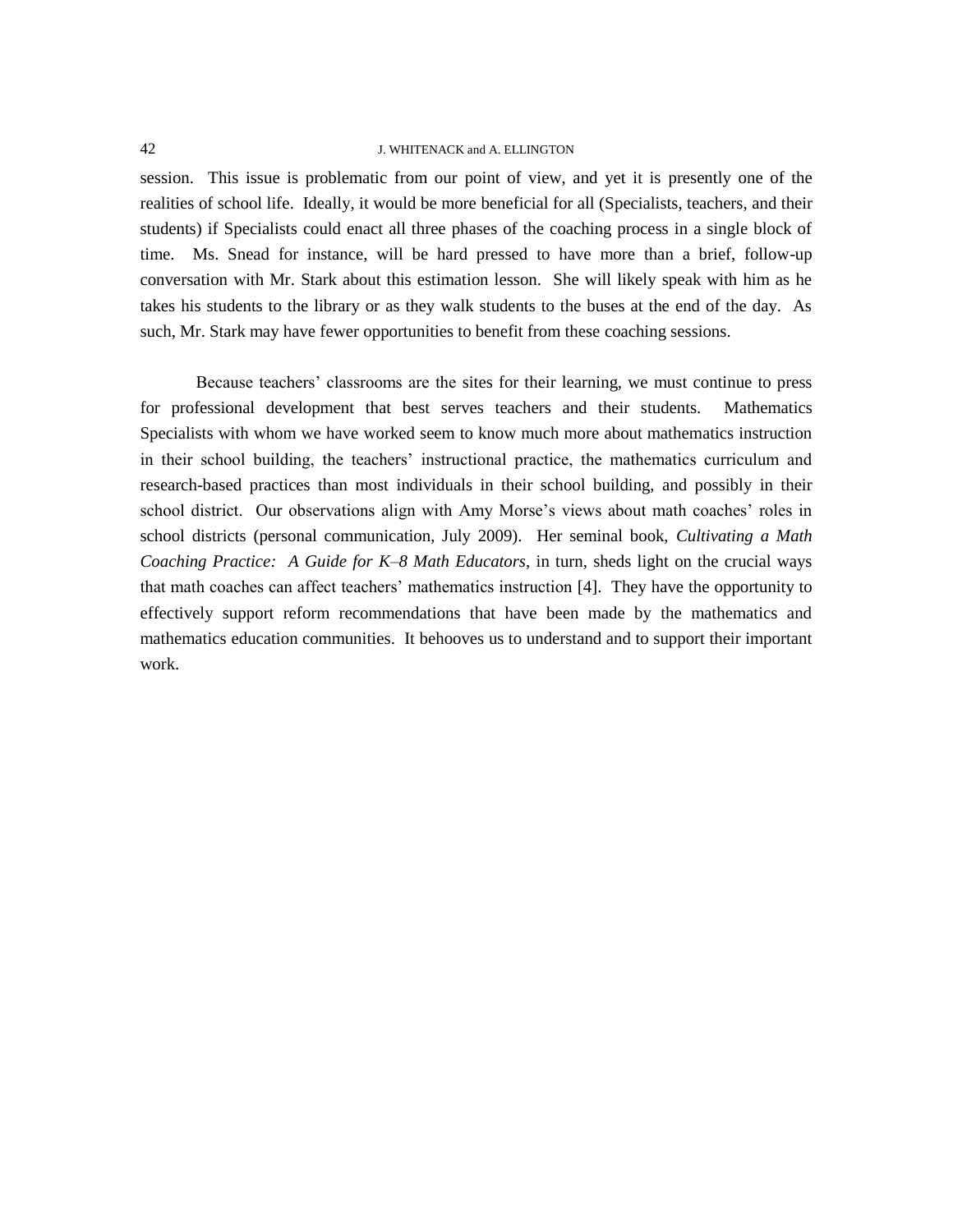session. This issue is problematic from our point of view, and yet it is presently one of the realities of school life. Ideally, it would be more beneficial for all (Specialists, teachers, and their students) if Specialists could enact all three phases of the coaching process in a single block of time. Ms. Snead for instance, will be hard pressed to have more than a brief, follow-up conversation with Mr. Stark about this estimation lesson. She will likely speak with him as he takes his students to the library or as they walk students to the buses at the end of the day. As such, Mr. Stark may have fewer opportunities to benefit from these coaching sessions.

Because teachers' classrooms are the sites for their learning, we must continue to press for professional development that best serves teachers and their students. Mathematics Specialists with whom we have worked seem to know much more about mathematics instruction in their school building, the teachers' instructional practice, the mathematics curriculum and research-based practices than most individuals in their school building, and possibly in their school district. Our observations align with Amy Morse's views about math coaches' roles in school districts (personal communication, July 2009). Her seminal book, *Cultivating a Math Coaching Practice: A Guide for K–8 Math Educators*, in turn, sheds light on the crucial ways that math coaches can affect teachers' mathematics instruction [4]. They have the opportunity to effectively support reform recommendations that have been made by the mathematics and mathematics education communities. It behooves us to understand and to support their important work.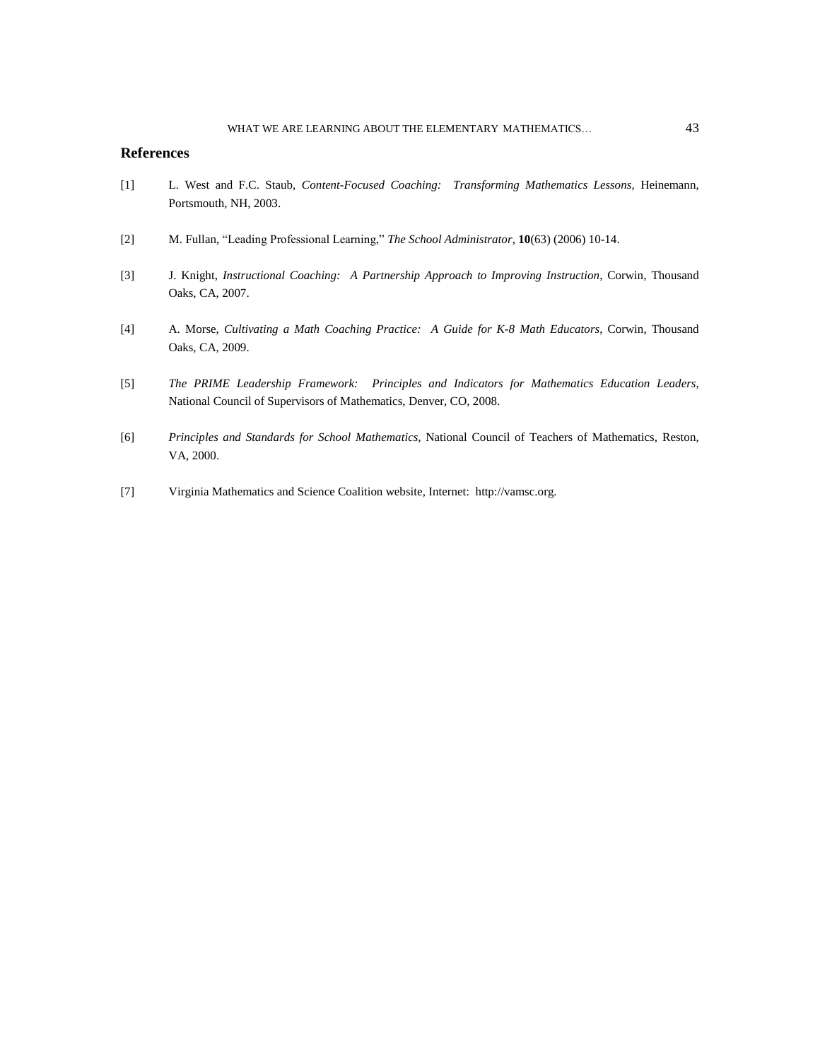## References

[1] L. West and F.C. Staub, *Content-Focused Coaching: Transforming Mathematics Lessons,* Heinemann, Portsmouth, NH, 2003.

[2] M. Fullan, "Leading Professional Learning," *The School Administrator*, **10**(63) (2006) 10-14.

[3] J. Knight, *Instructional Coaching: A Partnership Approach to Improving Instruction*, Corwin, Thousand Oaks, CA, 2007.

[4] A. Morse, *Cultivating a Math Coaching Practice: A Guide for K-8 Math Educators*, Corwin, Thousand Oaks, CA, 2009.

[5] *The PRIME Leadership Framework: Principles and Indicators for Mathematics Education Leaders*, National Council of Supervisors of Mathematics, Denver, CO, 2008.

[6] *Principles and Standards for School Mathematics,* National Council of Teachers of Mathematics, Reston, VA, 2000.

[7] Virginia Mathematics and Science Coalition website, Internet: http://vamsc.org.